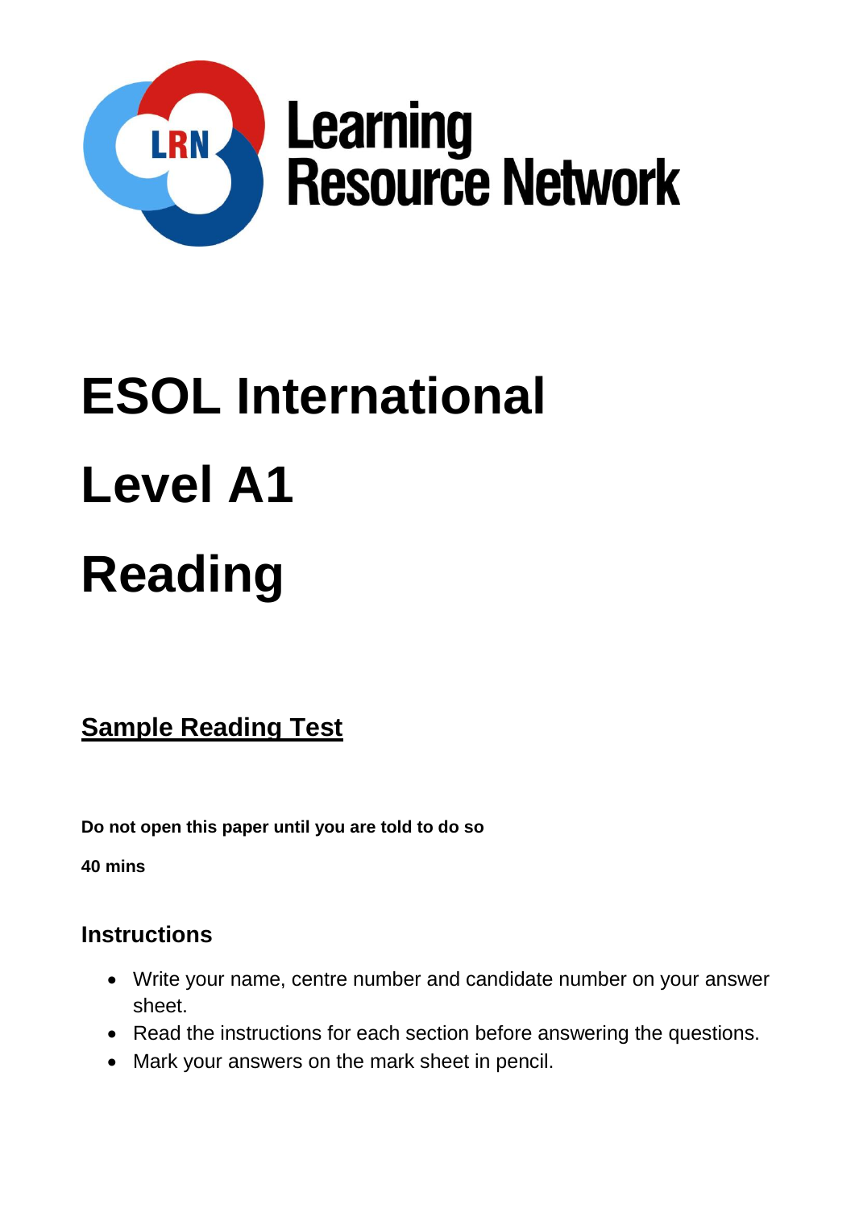Learning Resource Network

# ESOL International

# Level A1

# Reading

**Sample Reading Test**

**Do not open this paper until you are told to do so**

**40 mins**

## Instructions

- Write your name, centre number and candidate number on your answer sheet.
- Read the instructions for each section before answering the questions.
- Mark your answers on the mark sheet in pencil.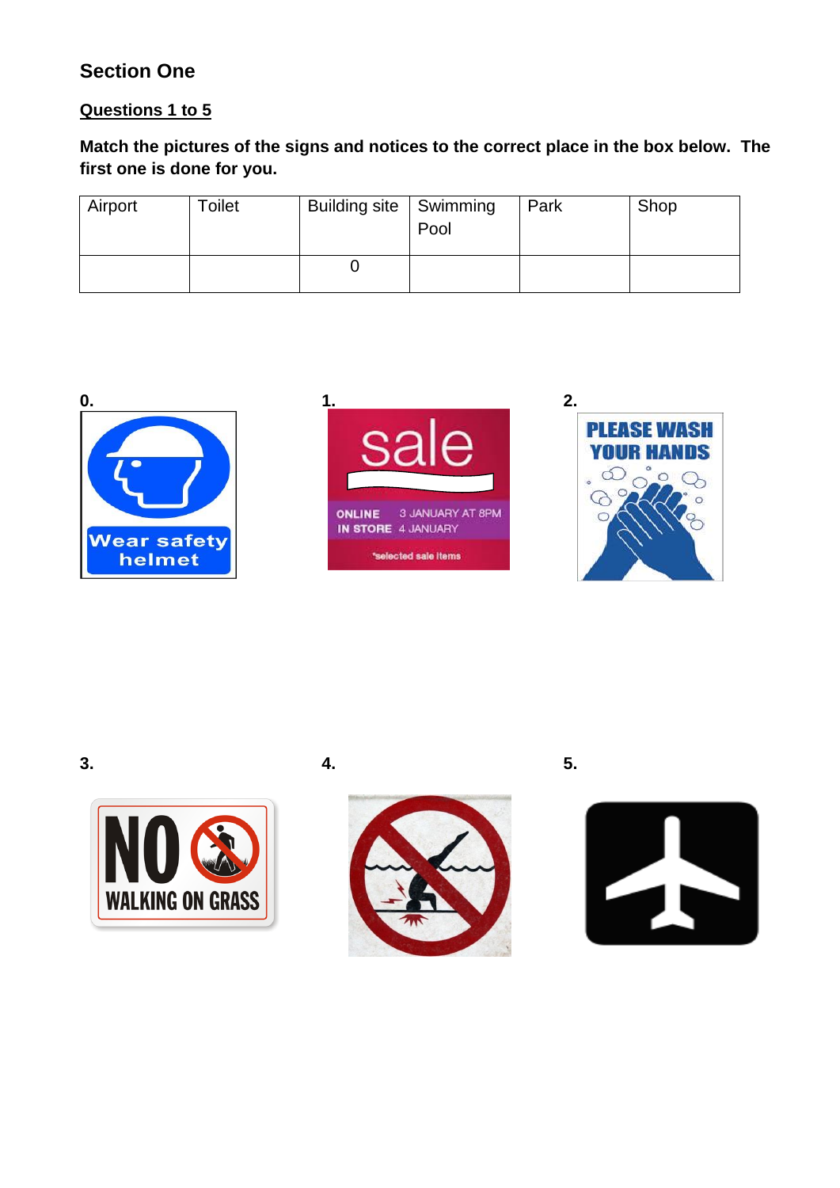## Section One

**Questions 1 to 5**

**Match the pictures of the signs and notices to the correct place in the box below. The first one is done for you.**

| Airport | Toilet | Building site | Swimming Pool | Park | Shop |
|---|---|---|---|---|---|
| | | 0 | | | |

**0.**

Wear safety helmet

**1.**

sale

ONLINE 3 JANUARY AT 8PM
IN STORE 4 JANUARY
*selected sale items

**2.**

PLEASE WASH YOUR HANDS

**3.**

NO WALKING ON GRASS

**4.**

**5.**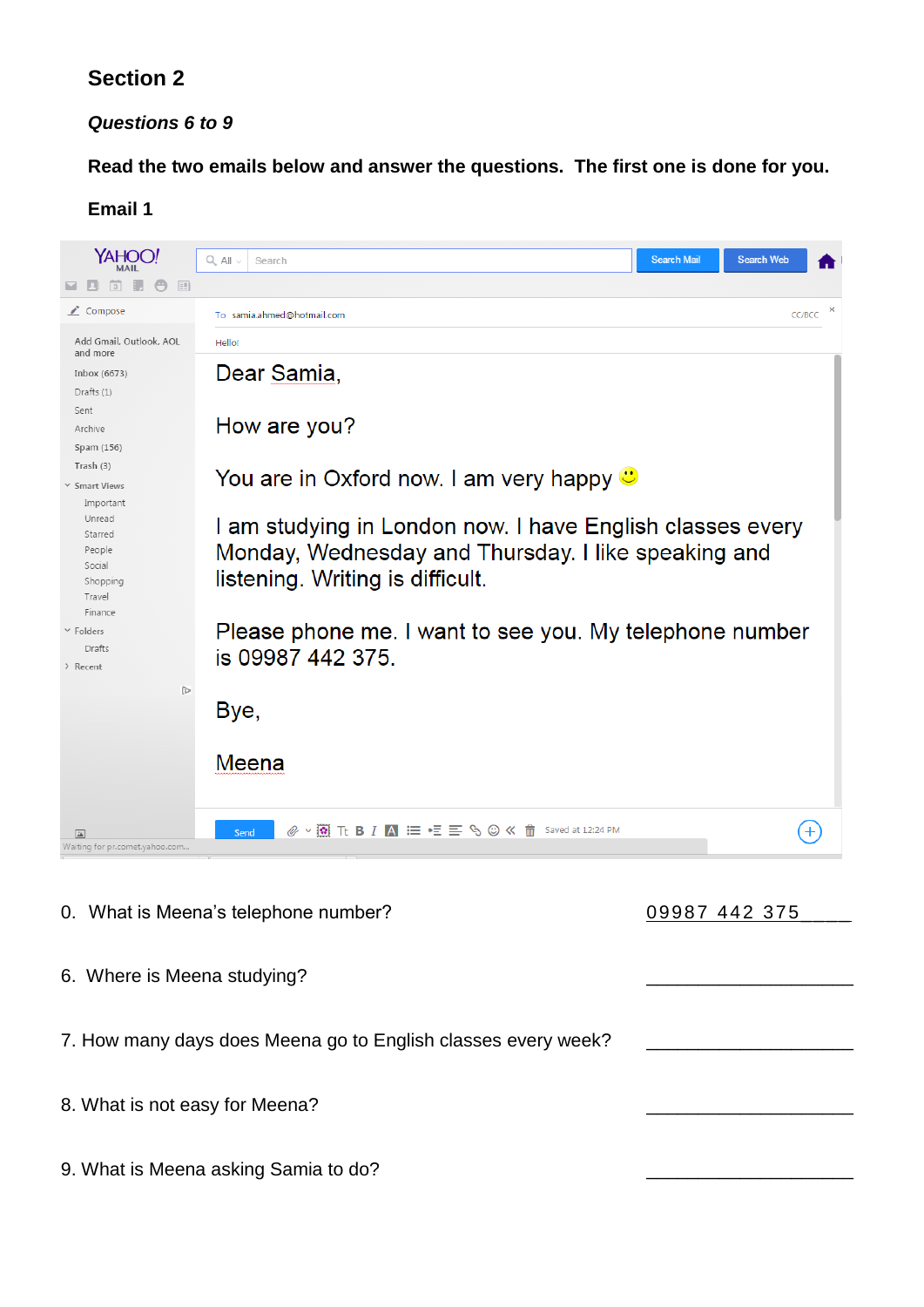## Section 2

***Questions 6 to 9***

**Read the two emails below and answer the questions. The first one is done for you.**

**Email 1**

To samia.ahmed@hotmail.com

Hello!

Dear Samia,

How are you?

You are in Oxford now. I am very happy 🙂

I am studying in London now. I have English classes every Monday, Wednesday and Thursday. I like speaking and listening. Writing is difficult.

Please phone me. I want to see you. My telephone number is 09987 442 375.

Bye,

Meena

0. What is Meena's telephone number? 09987 442 375____

6. Where is Meena studying? ____________________

7. How many days does Meena go to English classes every week? ____________________

8. What is not easy for Meena? ____________________

9. What is Meena asking Samia to do? ____________________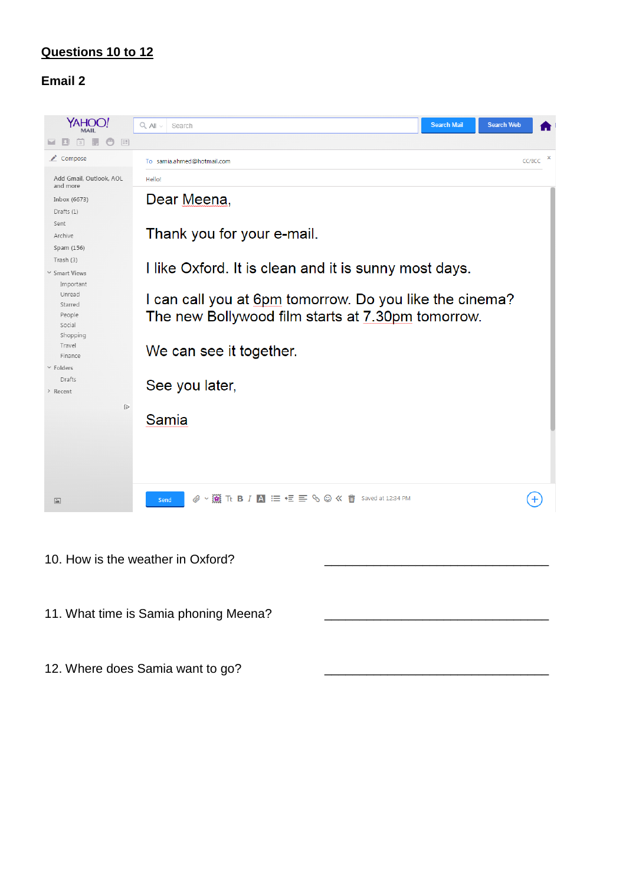**Questions 10 to 12**

**Email 2**

To samia.ahmed@hotmail.com

Hello!

Dear Meena,

Thank you for your e-mail.

I like Oxford. It is clean and it is sunny most days.

I can call you at 6pm tomorrow. Do you like the cinema?
The new Bollywood film starts at 7.30pm tomorrow.

We can see it together.

See you later,

Samia

10. How is the weather in Oxford? ______________________________

11. What time is Samia phoning Meena? ______________________________

12. Where does Samia want to go? ______________________________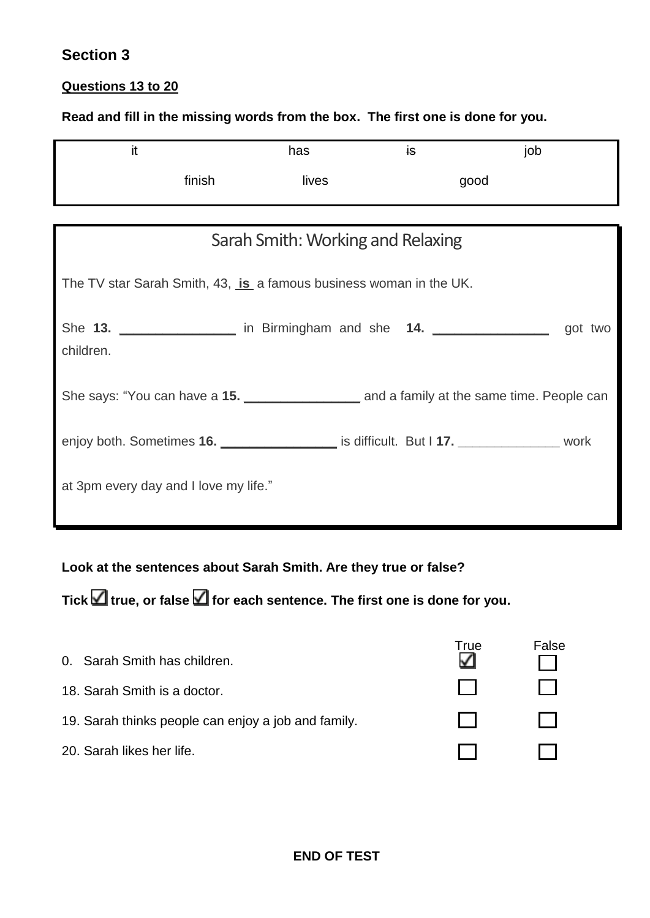## Section 3

**Questions 13 to 20**

**Read and fill in the missing words from the box. The first one is done for you.**

| | | | |
|---|---|---|---|
| it | has | ~~is~~ | job |
| finish | lives | good | |

### Sarah Smith: Working and Relaxing

The TV star Sarah Smith, 43, **is** a famous business woman in the UK.

She **13.** ________________ in Birmingham and she **14.** ________________ got two children.

She says: "You can have a **15.** ________________ and a family at the same time. People can enjoy both. Sometimes **16.** ________________ is difficult. But I **17.** ______________ work at 3pm every day and I love my life."

**Look at the sentences about Sarah Smith. Are they true or false?**

**Tick ☑ true, or false ☑ for each sentence. The first one is done for you.**

| | True | False |
|---|---|---|
| 0. Sarah Smith has children. | ☑ | ☐ |
| 18. Sarah Smith is a doctor. | ☐ | ☐ |
| 19. Sarah thinks people can enjoy a job and family. | ☐ | ☐ |
| 20. Sarah likes her life. | ☐ | ☐ |

**END OF TEST**